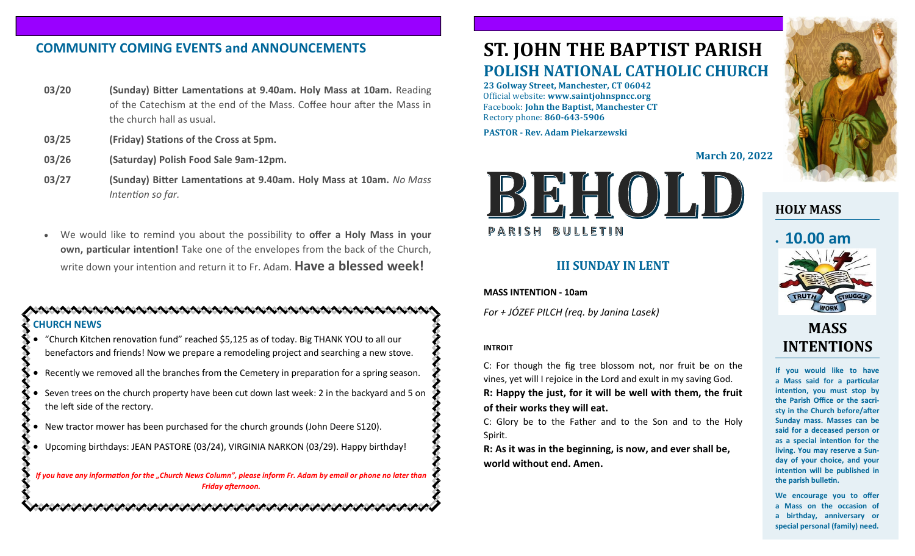## COMMUNITY COMING EVENTS and ANNOUNCEMENTS

| | |
|---|---|
| 03/20 | **(Sunday) Bitter Lamentations at 9.40am. Holy Mass at 10am.** Reading of the Catechism at the end of the Mass. Coffee hour after the Mass in the church hall as usual. |
| 03/25 | **(Friday) Stations of the Cross at 5pm.** |
| 03/26 | **(Saturday) Polish Food Sale 9am-12pm.** |
| 03/27 | **(Sunday) Bitter Lamentations at 9.40am. Holy Mass at 10am.** *No Mass Intention so far.* |

- We would like to remind you about the possibility to **offer a Holy Mass in your own, particular intention!** Take one of the envelopes from the back of the Church, write down your intention and return it to Fr. Adam. **Have a blessed week!**

### CHURCH NEWS

- "Church Kitchen renovation fund" reached $5,125 as of today. Big THANK YOU to all our benefactors and friends! Now we prepare a remodeling project and searching a new stove.
- Recently we removed all the branches from the Cemetery in preparation for a spring season.
- Seven trees on the church property have been cut down last week: 2 in the backyard and 5 on the left side of the rectory.
- New tractor mower has been purchased for the church grounds (John Deere S120).
- Upcoming birthdays: JEAN PASTORE (03/24), VIRGINIA NARKON (03/29). Happy birthday!

*If you have any information for the „Church News Column", please inform Fr. Adam by email or phone no later than Friday afternoon.*

# ST. JOHN THE BAPTIST PARISH

## POLISH NATIONAL CATHOLIC CHURCH

**23 Golway Street, Manchester, CT 06042**
Official website: **www.saintjohnspncc.org**
Facebook: **John the Baptist, Manchester CT**
Rectory phone: **860-643-5906**

**PASTOR - Rev. Adam Piekarzewski**

**March 20, 2022**

# BEHOLD

PARISH BULLETIN

## III SUNDAY IN LENT

**MASS INTENTION - 10am**

*For + JÓZEF PILCH (req. by Janina Lasek)*

**INTROIT**

C: For though the fig tree blossom not, nor fruit be on the vines, yet will I rejoice in the Lord and exult in my saving God.

**R: Happy the just, for it will be well with them, the fruit of their works they will eat.**

C: Glory be to the Father and to the Son and to the Holy Spirit.

**R: As it was in the beginning, is now, and ever shall be, world without end. Amen.**

## HOLY MASS

- **10.00 am**

TRUTH WORK STRUGGLE

## MASS INTENTIONS

**If you would like to have a Mass said for a particular intention, you must stop by the Parish Office or the sacristy in the Church before/after Sunday mass. Masses can be said for a deceased person or as a special intention for the living. You may reserve a Sunday of your choice, and your intention will be published in the parish bulletin.**

**We encourage you to offer a Mass on the occasion of a birthday, anniversary or special personal (family) need.**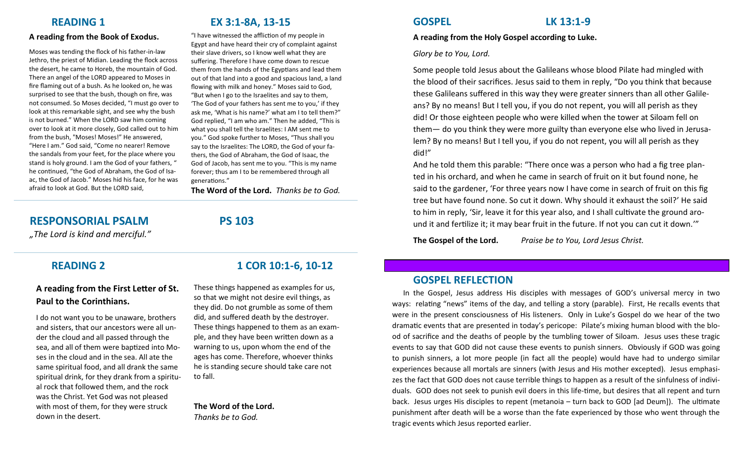## READING 1 — EX 3:1-8A, 13-15

**A reading from the Book of Exodus.**

Moses was tending the flock of his father-in-law Jethro, the priest of Midian. Leading the flock across the desert, he came to Horeb, the mountain of God. There an angel of the LORD appeared to Moses in fire flaming out of a bush. As he looked on, he was surprised to see that the bush, though on fire, was not consumed. So Moses decided, "I must go over to look at this remarkable sight, and see why the bush is not burned." When the LORD saw him coming over to look at it more closely, God called out to him from the bush, "Moses! Moses!" He answered, "Here I am." God said, "Come no nearer! Remove the sandals from your feet, for the place where you stand is holy ground. I am the God of your fathers, " he continued, "the God of Abraham, the God of Isaac, the God of Jacob." Moses hid his face, for he was afraid to look at God. But the LORD said, "I have witnessed the affliction of my people in Egypt and have heard their cry of complaint against their slave drivers, so I know well what they are suffering. Therefore I have come down to rescue them from the hands of the Egyptians and lead them out of that land into a good and spacious land, a land flowing with milk and honey." Moses said to God, "But when I go to the Israelites and say to them, 'The God of your fathers has sent me to you,' if they ask me, 'What is his name?' what am I to tell them?" God replied, "I am who am." Then he added, "This is what you shall tell the Israelites: I AM sent me to you." God spoke further to Moses, "Thus shall you say to the Israelites: The LORD, the God of your fathers, the God of Abraham, the God of Isaac, the God of Jacob, has sent me to you. "This is my name forever; thus am I to be remembered through all generations."

**The Word of the Lord.** *Thanks be to God.*

## RESPONSORIAL PSALM — PS 103

*„The Lord is kind and merciful."*

## READING 2 — 1 COR 10:1-6, 10-12

**A reading from the First Letter of St. Paul to the Corinthians.**

I do not want you to be unaware, brothers and sisters, that our ancestors were all under the cloud and all passed through the sea, and all of them were baptized into Moses in the cloud and in the sea. All ate the same spiritual food, and all drank the same spiritual drink, for they drank from a spiritual rock that followed them, and the rock was the Christ. Yet God was not pleased with most of them, for they were struck down in the desert. These things happened as examples for us, so that we might not desire evil things, as they did. Do not grumble as some of them did, and suffered death by the destroyer. These things happened to them as an example, and they have been written down as a warning to us, upon whom the end of the ages has come. Therefore, whoever thinks he is standing secure should take care not to fall.

**The Word of the Lord.**
*Thanks be to God.*

## GOSPEL — LK 13:1-9

**A reading from the Holy Gospel according to Luke.**

*Glory be to You, Lord.*

Some people told Jesus about the Galileans whose blood Pilate had mingled with the blood of their sacrifices. Jesus said to them in reply, "Do you think that because these Galileans suffered in this way they were greater sinners than all other Galileans? By no means! But I tell you, if you do not repent, you will all perish as they did! Or those eighteen people who were killed when the tower at Siloam fell on them— do you think they were more guilty than everyone else who lived in Jerusalem? By no means! But I tell you, if you do not repent, you will all perish as they did!"

And he told them this parable: "There once was a person who had a fig tree planted in his orchard, and when he came in search of fruit on it but found none, he said to the gardener, 'For three years now I have come in search of fruit on this fig tree but have found none. So cut it down. Why should it exhaust the soil?' He said to him in reply, 'Sir, leave it for this year also, and I shall cultivate the ground around it and fertilize it; it may bear fruit in the future. If not you can cut it down.'"

**The Gospel of the Lord.** *Praise be to You, Lord Jesus Christ.*

## GOSPEL REFLECTION

In the Gospel, Jesus address His disciples with messages of GOD's universal mercy in two ways: relating "news" items of the day, and telling a story (parable). First, He recalls events that were in the present consciousness of His listeners. Only in Luke's Gospel do we hear of the two dramatic events that are presented in today's pericope: Pilate's mixing human blood with the blood of sacrifice and the deaths of people by the tumbling tower of Siloam. Jesus uses these tragic events to say that GOD did not cause these events to punish sinners. Obviously if GOD was going to punish sinners, a lot more people (in fact all the people) would have had to undergo similar experiences because all mortals are sinners (with Jesus and His mother excepted). Jesus emphasizes the fact that GOD does not cause terrible things to happen as a result of the sinfulness of individuals. GOD does not seek to punish evil doers in this life-time, but desires that all repent and turn back. Jesus urges His disciples to repent (metanoia – turn back to GOD [ad Deum]). The ultimate punishment after death will be a worse than the fate experienced by those who went through the tragic events which Jesus reported earlier.